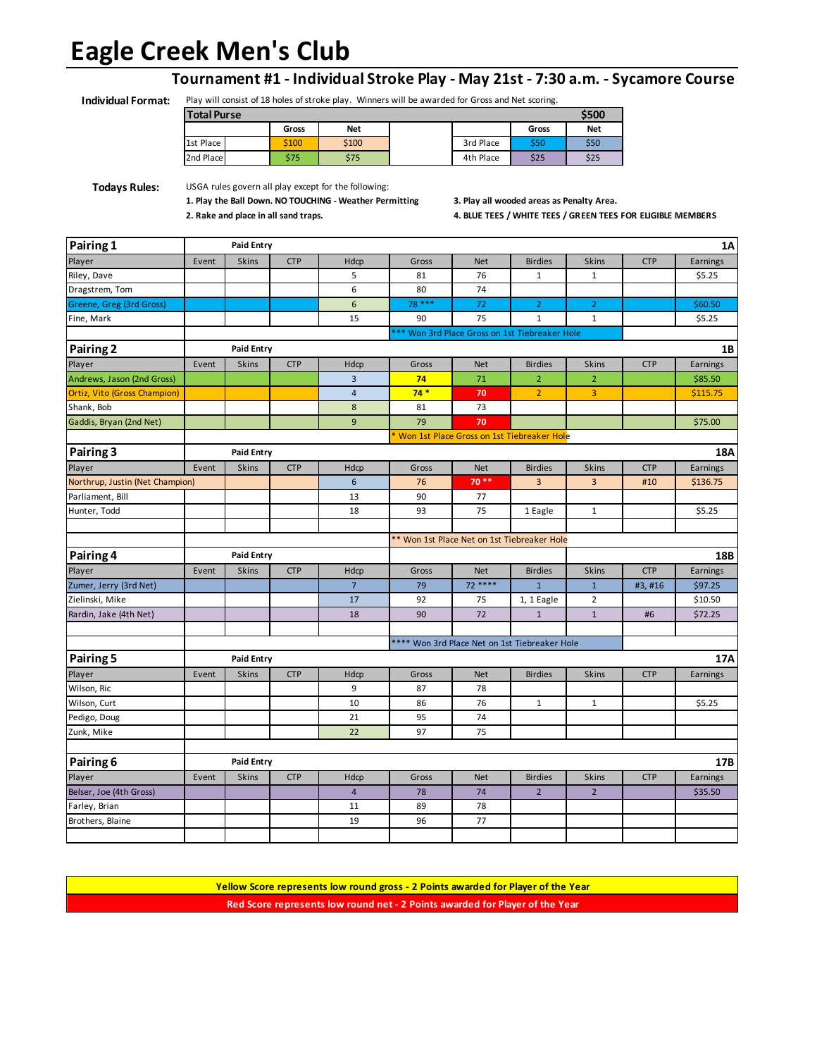# Eagle Creek Men's Club

## Tournament #1 - Individual Stroke Play - May 21st - 7:30 a.m. - Sycamore Course

**Individual Format:** Play will consist of 18 holes of stroke play. Winners will be awarded for Gross and Net scoring.

| Total Purse | | | | | | | $500 |
|---|---|---|---|---|---|---|---|
| | | Gross | Net | | | Gross | Net |
| 1st Place | | $100 | $100 | | 3rd Place | $50 | $50 |
| 2nd Place | | $75 | $75 | | 4th Place | $25 | $25 |

**Todays Rules:** USGA rules govern all play except for the following:

**1. Play the Ball Down. NO TOUCHING - Weather Permitting**

**2. Rake and place in all sand traps.**

**3. Play all wooded areas as Penalty Area.**

**4. BLUE TEES / WHITE TEES / GREEN TEES FOR ELIGIBLE MEMBERS**

| **Pairing 1** | Paid Entry | | | | | | | | | **1A** |
|---|---|---|---|---|---|---|---|---|---|---|
| Player | Event | Skins | CTP | Hdcp | Gross | Net | Birdies | Skins | CTP | Earnings |
| Riley, Dave | | | | 5 | 81 | 76 | 1 | 1 | | $5.25 |
| Dragstrem, Tom | | | | 6 | 80 | 74 | | | | |
| Greene, Greg (3rd Gross) | | | | 6 | 78 *** | 72 | 2 | 2 | | $60.50 |
| Fine, Mark | | | | 15 | 90 | 75 | 1 | 1 | | $5.25 |
| | | | | | *** Won 3rd Place Gross on 1st Tiebreaker Hole | | | | | |

| **Pairing 2** | Paid Entry | | | | | | | | | **1B** |
|---|---|---|---|---|---|---|---|---|---|---|
| Player | Event | Skins | CTP | Hdcp | Gross | Net | Birdies | Skins | CTP | Earnings |
| Andrews, Jason (2nd Gross) | | | | 3 | 74 | 71 | 2 | 2 | | $85.50 |
| Ortiz, Vito (Gross Champion) | | | | 4 | 74 * | 70 | 2 | 3 | | $115.75 |
| Shank, Bob | | | | 8 | 81 | 73 | | | | |
| Gaddis, Bryan (2nd Net) | | | | 9 | 79 | 70 | | | | $75.00 |
| | | | | | * Won 1st Place Gross on 1st Tiebreaker Hole | | | | | |

| **Pairing 3** | Paid Entry | | | | | | | | | **18A** |
|---|---|---|---|---|---|---|---|---|---|---|
| Player | Event | Skins | CTP | Hdcp | Gross | Net | Birdies | Skins | CTP | Earnings |
| Northrup, Justin (Net Champion) | | | | 6 | 76 | 70 ** | 3 | 3 | #10 | $136.75 |
| Parliament, Bill | | | | 13 | 90 | 77 | | | | |
| Hunter, Todd | | | | 18 | 93 | 75 | 1 Eagle | 1 | | $5.25 |
| | | | | | | | | | | |
| | | | | | ** Won 1st Place Net on 1st Tiebreaker Hole | | | | | |

| **Pairing 4** | Paid Entry | | | | | | | | | **18B** |
|---|---|---|---|---|---|---|---|---|---|---|
| Player | Event | Skins | CTP | Hdcp | Gross | Net | Birdies | Skins | CTP | Earnings |
| Zumer, Jerry (3rd Net) | | | | 7 | 79 | 72 **** | 1 | 1 | #3, #16 | $97.25 |
| Zielinski, Mike | | | | 17 | 92 | 75 | 1, 1 Eagle | 2 | | $10.50 |
| Rardin, Jake (4th Net) | | | | 18 | 90 | 72 | 1 | 1 | #6 | $72.25 |
| | | | | | | | | | | |
| | | | | | **** Won 3rd Place Net on 1st Tiebreaker Hole | | | | | |

| **Pairing 5** | Paid Entry | | | | | | | | | **17A** |
|---|---|---|---|---|---|---|---|---|---|---|
| Player | Event | Skins | CTP | Hdcp | Gross | Net | Birdies | Skins | CTP | Earnings |
| Wilson, Ric | | | | 9 | 87 | 78 | | | | |
| Wilson, Curt | | | | 10 | 86 | 76 | 1 | 1 | | $5.25 |
| Pedigo, Doug | | | | 21 | 95 | 74 | | | | |
| Zunk, Mike | | | | 22 | 97 | 75 | | | | |

| **Pairing 6** | Paid Entry | | | | | | | | | **17B** |
|---|---|---|---|---|---|---|---|---|---|---|
| Player | Event | Skins | CTP | Hdcp | Gross | Net | Birdies | Skins | CTP | Earnings |
| Belser, Joe (4th Gross) | | | | 4 | 78 | 74 | 2 | 2 | | $35.50 |
| Farley, Brian | | | | 11 | 89 | 78 | | | | |
| Brothers, Blaine | | | | 19 | 96 | 77 | | | | |

**Yellow Score represents low round gross - 2 Points awarded for Player of the Year**

**Red Score represents low round net - 2 Points awarded for Player of the Year**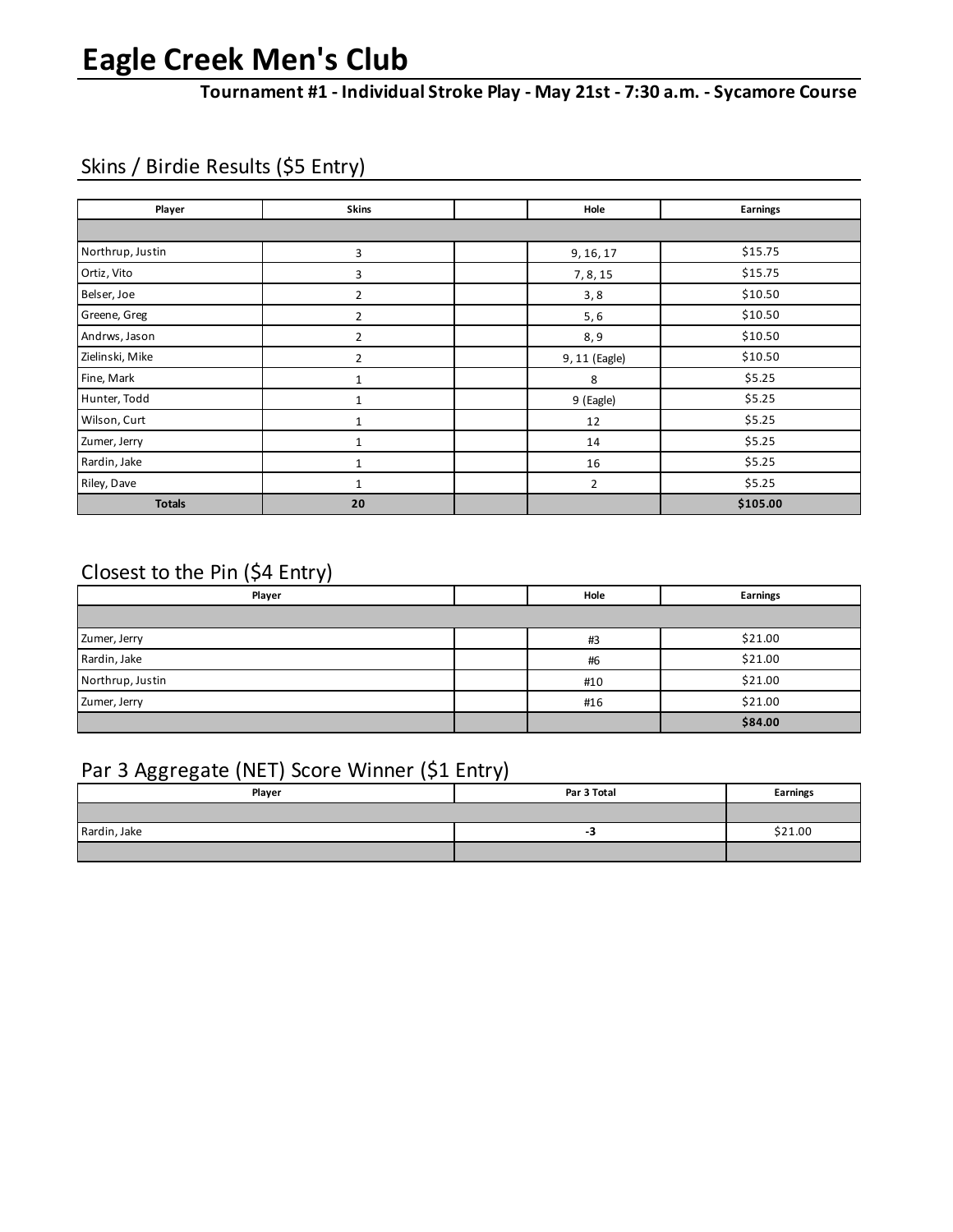# Eagle Creek Men's Club

**Tournament #1 - Individual Stroke Play - May 21st - 7:30 a.m. - Sycamore Course**

## Skins / Birdie Results ($5 Entry)

| Player | Skins | | Hole | Earnings |
|---|---|---|---|---|
| | | | | |
| Northrup, Justin | 3 | | 9, 16, 17 | $15.75 |
| Ortiz, Vito | 3 | | 7, 8, 15 | $15.75 |
| Belser, Joe | 2 | | 3, 8 | $10.50 |
| Greene, Greg | 2 | | 5, 6 | $10.50 |
| Andrws, Jason | 2 | | 8, 9 | $10.50 |
| Zielinski, Mike | 2 | | 9, 11 (Eagle) | $10.50 |
| Fine, Mark | 1 | | 8 | $5.25 |
| Hunter, Todd | 1 | | 9 (Eagle) | $5.25 |
| Wilson, Curt | 1 | | 12 | $5.25 |
| Zumer, Jerry | 1 | | 14 | $5.25 |
| Rardin, Jake | 1 | | 16 | $5.25 |
| Riley, Dave | 1 | | 2 | $5.25 |
| **Totals** | **20** | | | **$105.00** |

## Closest to the Pin ($4 Entry)

| Player | | Hole | Earnings |
|---|---|---|---|
| | | | |
| Zumer, Jerry | | #3 | $21.00 |
| Rardin, Jake | | #6 | $21.00 |
| Northrup, Justin | | #10 | $21.00 |
| Zumer, Jerry | | #16 | $21.00 |
| | | | **$84.00** |

## Par 3 Aggregate (NET) Score Winner ($1 Entry)

| Player | Par 3 Total | Earnings |
|---|---|---|
| | | |
| Rardin, Jake | **-3** | $21.00 |
| | | |